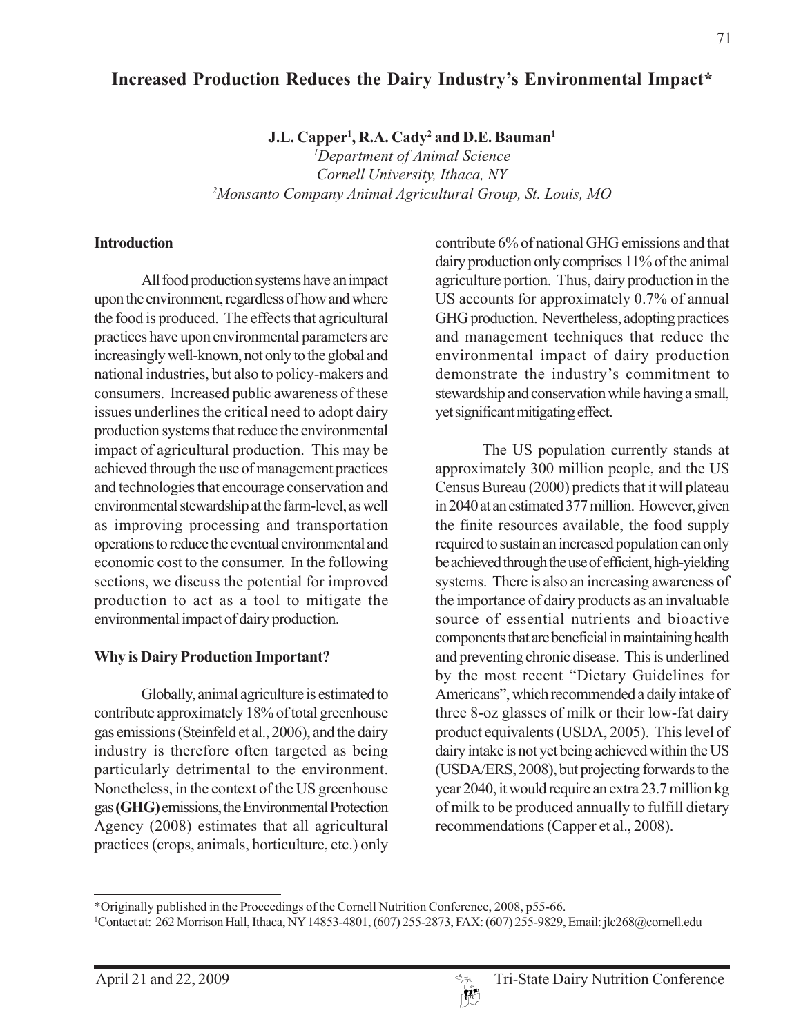# Increased Production Reduces the Dairy Industry's Environmental Impact*

**J.L. Capper[1], R.A. Cady[2] and D.E. Bauman[1]**

[1]*Department of Animal Science*
*Cornell University, Ithaca, NY*
[2]*Monsanto Company Animal Agricultural Group, St. Louis, MO*

## Introduction

All food production systems have an impact upon the environment, regardless of how and where the food is produced. The effects that agricultural practices have upon environmental parameters are increasingly well-known, not only to the global and national industries, but also to policy-makers and consumers. Increased public awareness of these issues underlines the critical need to adopt dairy production systems that reduce the environmental impact of agricultural production. This may be achieved through the use of management practices and technologies that encourage conservation and environmental stewardship at the farm-level, as well as improving processing and transportation operations to reduce the eventual environmental and economic cost to the consumer. In the following sections, we discuss the potential for improved production to act as a tool to mitigate the environmental impact of dairy production.

## Why is Dairy Production Important?

Globally, animal agriculture is estimated to contribute approximately 18% of total greenhouse gas emissions (Steinfeld et al., 2006), and the dairy industry is therefore often targeted as being particularly detrimental to the environment. Nonetheless, in the context of the US greenhouse gas **(GHG)** emissions, the Environmental Protection Agency (2008) estimates that all agricultural practices (crops, animals, horticulture, etc.) only contribute 6% of national GHG emissions and that dairy production only comprises 11% of the animal agriculture portion. Thus, dairy production in the US accounts for approximately 0.7% of annual GHG production. Nevertheless, adopting practices and management techniques that reduce the environmental impact of dairy production demonstrate the industry's commitment to stewardship and conservation while having a small, yet significant mitigating effect.

The US population currently stands at approximately 300 million people, and the US Census Bureau (2000) predicts that it will plateau in 2040 at an estimated 377 million. However, given the finite resources available, the food supply required to sustain an increased population can only be achieved through the use of efficient, high-yielding systems. There is also an increasing awareness of the importance of dairy products as an invaluable source of essential nutrients and bioactive components that are beneficial in maintaining health and preventing chronic disease. This is underlined by the most recent "Dietary Guidelines for Americans", which recommended a daily intake of three 8-oz glasses of milk or their low-fat dairy product equivalents (USDA, 2005). This level of dairy intake is not yet being achieved within the US (USDA/ERS, 2008), but projecting forwards to the year 2040, it would require an extra 23.7 million kg of milk to be produced annually to fulfill dietary recommendations (Capper et al., 2008).

---

*Originally published in the Proceedings of the Cornell Nutrition Conference, 2008, p55-66.
[1]Contact at: 262 Morrison Hall, Ithaca, NY 14853-4801, (607) 255-2873, FAX: (607) 255-9829, Email: jlc268@cornell.edu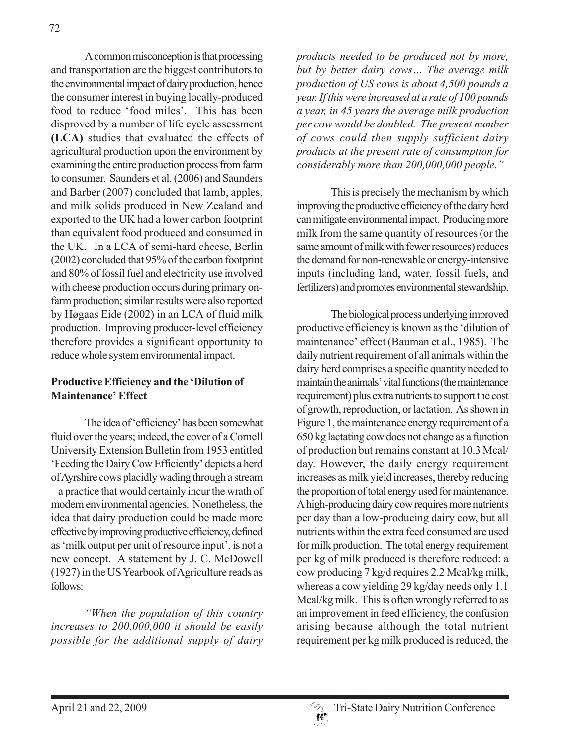A common misconception is that processing and transportation are the biggest contributors to the environmental impact of dairy production, hence the consumer interest in buying locally-produced food to reduce 'food miles'. This has been disproved by a number of life cycle assessment **(LCA)** studies that evaluated the effects of agricultural production upon the environment by examining the entire production process from farm to consumer. Saunders et al. (2006) and Saunders and Barber (2007) concluded that lamb, apples, and milk solids produced in New Zealand and exported to the UK had a lower carbon footprint than equivalent food produced and consumed in the UK. In a LCA of semi-hard cheese, Berlin (2002) concluded that 95% of the carbon footprint and 80% of fossil fuel and electricity use involved with cheese production occurs during primary on-farm production; similar results were also reported by Høgaas Eide (2002) in an LCA of fluid milk production. Improving producer-level efficiency therefore provides a significant opportunity to reduce whole system environmental impact.

## Productive Efficiency and the 'Dilution of Maintenance' Effect

The idea of 'efficiency' has been somewhat fluid over the years; indeed, the cover of a Cornell University Extension Bulletin from 1953 entitled 'Feeding the Dairy Cow Efficiently' depicts a herd of Ayrshire cows placidly wading through a stream – a practice that would certainly incur the wrath of modern environmental agencies. Nonetheless, the idea that dairy production could be made more effective by improving productive efficiency, defined as 'milk output per unit of resource input', is not a new concept. A statement by J. C. McDowell (1927) in the US Yearbook of Agriculture reads as follows:

*"When the population of this country increases to 200,000,000 it should be easily possible for the additional supply of dairy products needed to be produced not by more, but by better dairy cows… The average milk production of US cows is about 4,500 pounds a year. If this were increased at a rate of 100 pounds a year, in 45 years the average milk production per cow would be doubled. The present number of cows could then supply sufficient dairy products at the present rate of consumption for considerably more than 200,000,000 people."*

This is precisely the mechanism by which improving the productive efficiency of the dairy herd can mitigate environmental impact. Producing more milk from the same quantity of resources (or the same amount of milk with fewer resources) reduces the demand for non-renewable or energy-intensive inputs (including land, water, fossil fuels, and fertilizers) and promotes environmental stewardship.

The biological process underlying improved productive efficiency is known as the 'dilution of maintenance' effect (Bauman et al., 1985). The daily nutrient requirement of all animals within the dairy herd comprises a specific quantity needed to maintain the animals' vital functions (the maintenance requirement) plus extra nutrients to support the cost of growth, reproduction, or lactation. As shown in Figure 1, the maintenance energy requirement of a 650 kg lactating cow does not change as a function of production but remains constant at 10.3 Mcal/day. However, the daily energy requirement increases as milk yield increases, thereby reducing the proportion of total energy used for maintenance. A high-producing dairy cow requires more nutrients per day than a low-producing dairy cow, but all nutrients within the extra feed consumed are used for milk production. The total energy requirement per kg of milk produced is therefore reduced: a cow producing 7 kg/d requires 2.2 Mcal/kg milk, whereas a cow yielding 29 kg/day needs only 1.1 Mcal/kg milk. This is often wrongly referred to as an improvement in feed efficiency, the confusion arising because although the total nutrient requirement per kg milk produced is reduced, the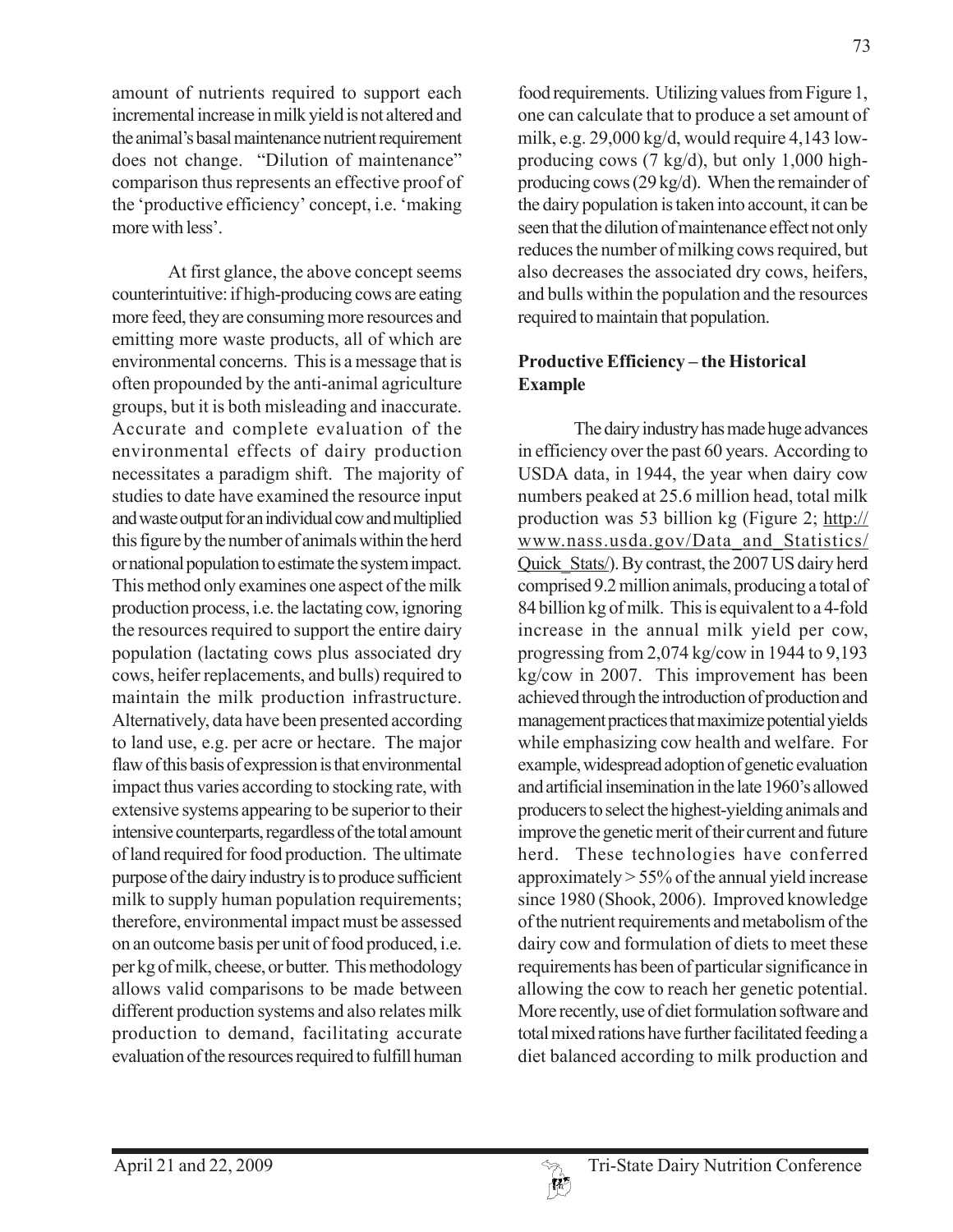amount of nutrients required to support each incremental increase in milk yield is not altered and the animal's basal maintenance nutrient requirement does not change. "Dilution of maintenance" comparison thus represents an effective proof of the 'productive efficiency' concept, i.e. 'making more with less'.

At first glance, the above concept seems counterintuitive: if high-producing cows are eating more feed, they are consuming more resources and emitting more waste products, all of which are environmental concerns. This is a message that is often propounded by the anti-animal agriculture groups, but it is both misleading and inaccurate. Accurate and complete evaluation of the environmental effects of dairy production necessitates a paradigm shift. The majority of studies to date have examined the resource input and waste output for an individual cow and multiplied this figure by the number of animals within the herd or national population to estimate the system impact. This method only examines one aspect of the milk production process, i.e. the lactating cow, ignoring the resources required to support the entire dairy population (lactating cows plus associated dry cows, heifer replacements, and bulls) required to maintain the milk production infrastructure. Alternatively, data have been presented according to land use, e.g. per acre or hectare. The major flaw of this basis of expression is that environmental impact thus varies according to stocking rate, with extensive systems appearing to be superior to their intensive counterparts, regardless of the total amount of land required for food production. The ultimate purpose of the dairy industry is to produce sufficient milk to supply human population requirements; therefore, environmental impact must be assessed on an outcome basis per unit of food produced, i.e. per kg of milk, cheese, or butter. This methodology allows valid comparisons to be made between different production systems and also relates milk production to demand, facilitating accurate evaluation of the resources required to fulfill human food requirements. Utilizing values from Figure 1, one can calculate that to produce a set amount of milk, e.g. 29,000 kg/d, would require 4,143 low-producing cows (7 kg/d), but only 1,000 high-producing cows (29 kg/d). When the remainder of the dairy population is taken into account, it can be seen that the dilution of maintenance effect not only reduces the number of milking cows required, but also decreases the associated dry cows, heifers, and bulls within the population and the resources required to maintain that population.

## Productive Efficiency – the Historical Example

The dairy industry has made huge advances in efficiency over the past 60 years. According to USDA data, in 1944, the year when dairy cow numbers peaked at 25.6 million head, total milk production was 53 billion kg (Figure 2; http://www.nass.usda.gov/Data_and_Statistics/Quick_Stats/). By contrast, the 2007 US dairy herd comprised 9.2 million animals, producing a total of 84 billion kg of milk. This is equivalent to a 4-fold increase in the annual milk yield per cow, progressing from 2,074 kg/cow in 1944 to 9,193 kg/cow in 2007. This improvement has been achieved through the introduction of production and management practices that maximize potential yields while emphasizing cow health and welfare. For example, widespread adoption of genetic evaluation and artificial insemination in the late 1960's allowed producers to select the highest-yielding animals and improve the genetic merit of their current and future herd. These technologies have conferred approximately > 55% of the annual yield increase since 1980 (Shook, 2006). Improved knowledge of the nutrient requirements and metabolism of the dairy cow and formulation of diets to meet these requirements has been of particular significance in allowing the cow to reach her genetic potential. More recently, use of diet formulation software and total mixed rations have further facilitated feeding a diet balanced according to milk production and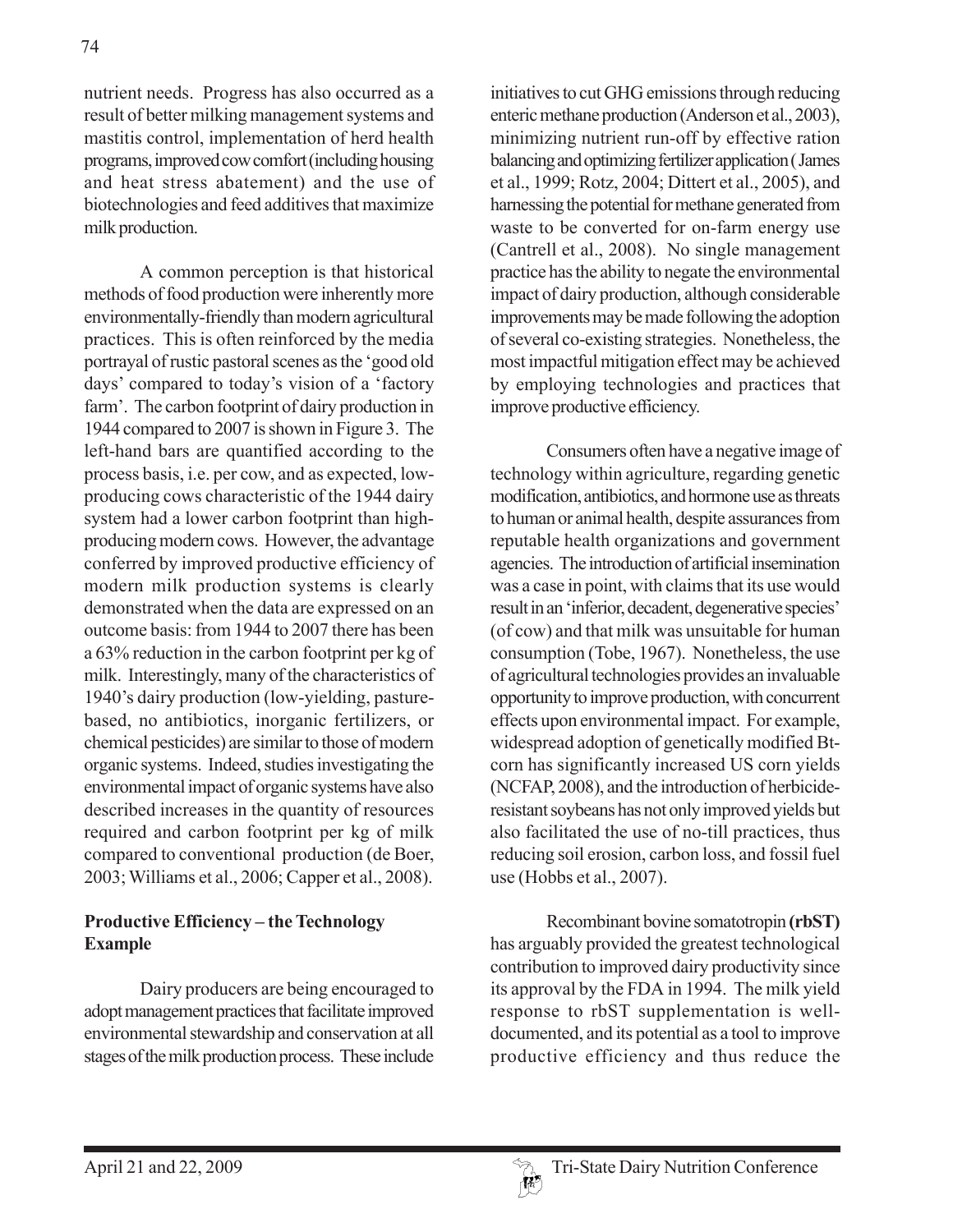nutrient needs. Progress has also occurred as a result of better milking management systems and mastitis control, implementation of herd health programs, improved cow comfort (including housing and heat stress abatement) and the use of biotechnologies and feed additives that maximize milk production.

A common perception is that historical methods of food production were inherently more environmentally-friendly than modern agricultural practices. This is often reinforced by the media portrayal of rustic pastoral scenes as the 'good old days' compared to today's vision of a 'factory farm'. The carbon footprint of dairy production in 1944 compared to 2007 is shown in Figure 3. The left-hand bars are quantified according to the process basis, i.e. per cow, and as expected, low-producing cows characteristic of the 1944 dairy system had a lower carbon footprint than high-producing modern cows. However, the advantage conferred by improved productive efficiency of modern milk production systems is clearly demonstrated when the data are expressed on an outcome basis: from 1944 to 2007 there has been a 63% reduction in the carbon footprint per kg of milk. Interestingly, many of the characteristics of 1940's dairy production (low-yielding, pasture-based, no antibiotics, inorganic fertilizers, or chemical pesticides) are similar to those of modern organic systems. Indeed, studies investigating the environmental impact of organic systems have also described increases in the quantity of resources required and carbon footprint per kg of milk compared to conventional production (de Boer, 2003; Williams et al., 2006; Capper et al., 2008).

## Productive Efficiency – the Technology Example

Dairy producers are being encouraged to adopt management practices that facilitate improved environmental stewardship and conservation at all stages of the milk production process. These include initiatives to cut GHG emissions through reducing enteric methane production (Anderson et al., 2003), minimizing nutrient run-off by effective ration balancing and optimizing fertilizer application ( James et al., 1999; Rotz, 2004; Dittert et al., 2005), and harnessing the potential for methane generated from waste to be converted for on-farm energy use (Cantrell et al., 2008). No single management practice has the ability to negate the environmental impact of dairy production, although considerable improvements may be made following the adoption of several co-existing strategies. Nonetheless, the most impactful mitigation effect may be achieved by employing technologies and practices that improve productive efficiency.

Consumers often have a negative image of technology within agriculture, regarding genetic modification, antibiotics, and hormone use as threats to human or animal health, despite assurances from reputable health organizations and government agencies. The introduction of artificial insemination was a case in point, with claims that its use would result in an 'inferior, decadent, degenerative species' (of cow) and that milk was unsuitable for human consumption (Tobe, 1967). Nonetheless, the use of agricultural technologies provides an invaluable opportunity to improve production, with concurrent effects upon environmental impact. For example, widespread adoption of genetically modified Bt-corn has significantly increased US corn yields (NCFAP, 2008), and the introduction of herbicide-resistant soybeans has not only improved yields but also facilitated the use of no-till practices, thus reducing soil erosion, carbon loss, and fossil fuel use (Hobbs et al., 2007).

Recombinant bovine somatotropin **(rbST)** has arguably provided the greatest technological contribution to improved dairy productivity since its approval by the FDA in 1994. The milk yield response to rbST supplementation is well-documented, and its potential as a tool to improve productive efficiency and thus reduce the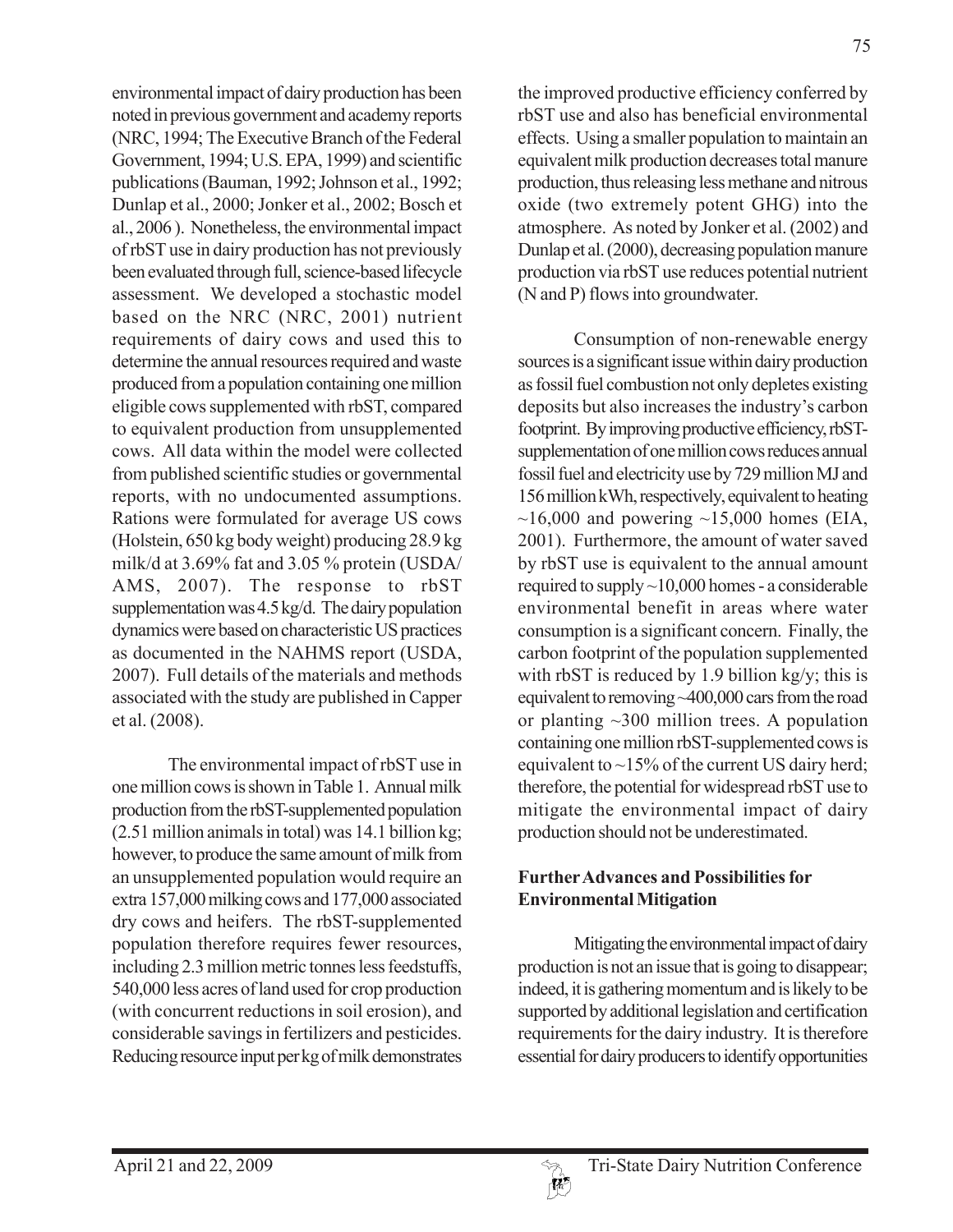environmental impact of dairy production has been noted in previous government and academy reports (NRC, 1994; The Executive Branch of the Federal Government, 1994; U.S. EPA, 1999) and scientific publications (Bauman, 1992; Johnson et al., 1992; Dunlap et al., 2000; Jonker et al., 2002; Bosch et al., 2006 ). Nonetheless, the environmental impact of rbST use in dairy production has not previously been evaluated through full, science-based lifecycle assessment. We developed a stochastic model based on the NRC (NRC, 2001) nutrient requirements of dairy cows and used this to determine the annual resources required and waste produced from a population containing one million eligible cows supplemented with rbST, compared to equivalent production from unsupplemented cows. All data within the model were collected from published scientific studies or governmental reports, with no undocumented assumptions. Rations were formulated for average US cows (Holstein, 650 kg body weight) producing 28.9 kg milk/d at 3.69% fat and 3.05 % protein (USDA/AMS, 2007). The response to rbST supplementation was 4.5 kg/d. The dairy population dynamics were based on characteristic US practices as documented in the NAHMS report (USDA, 2007). Full details of the materials and methods associated with the study are published in Capper et al. (2008).

The environmental impact of rbST use in one million cows is shown in Table 1. Annual milk production from the rbST-supplemented population (2.51 million animals in total) was 14.1 billion kg; however, to produce the same amount of milk from an unsupplemented population would require an extra 157,000 milking cows and 177,000 associated dry cows and heifers. The rbST-supplemented population therefore requires fewer resources, including 2.3 million metric tonnes less feedstuffs, 540,000 less acres of land used for crop production (with concurrent reductions in soil erosion), and considerable savings in fertilizers and pesticides. Reducing resource input per kg of milk demonstrates the improved productive efficiency conferred by rbST use and also has beneficial environmental effects. Using a smaller population to maintain an equivalent milk production decreases total manure production, thus releasing less methane and nitrous oxide (two extremely potent GHG) into the atmosphere. As noted by Jonker et al. (2002) and Dunlap et al. (2000), decreasing population manure production via rbST use reduces potential nutrient (N and P) flows into groundwater.

Consumption of non-renewable energy sources is a significant issue within dairy production as fossil fuel combustion not only depletes existing deposits but also increases the industry's carbon footprint. By improving productive efficiency, rbST-supplementation of one million cows reduces annual fossil fuel and electricity use by 729 million MJ and 156 million kWh, respectively, equivalent to heating ~16,000 and powering ~15,000 homes (EIA, 2001). Furthermore, the amount of water saved by rbST use is equivalent to the annual amount required to supply ~10,000 homes - a considerable environmental benefit in areas where water consumption is a significant concern. Finally, the carbon footprint of the population supplemented with rbST is reduced by 1.9 billion kg/y; this is equivalent to removing ~400,000 cars from the road or planting ~300 million trees. A population containing one million rbST-supplemented cows is equivalent to ~15% of the current US dairy herd; therefore, the potential for widespread rbST use to mitigate the environmental impact of dairy production should not be underestimated.

## Further Advances and Possibilities for Environmental Mitigation

Mitigating the environmental impact of dairy production is not an issue that is going to disappear; indeed, it is gathering momentum and is likely to be supported by additional legislation and certification requirements for the dairy industry. It is therefore essential for dairy producers to identify opportunities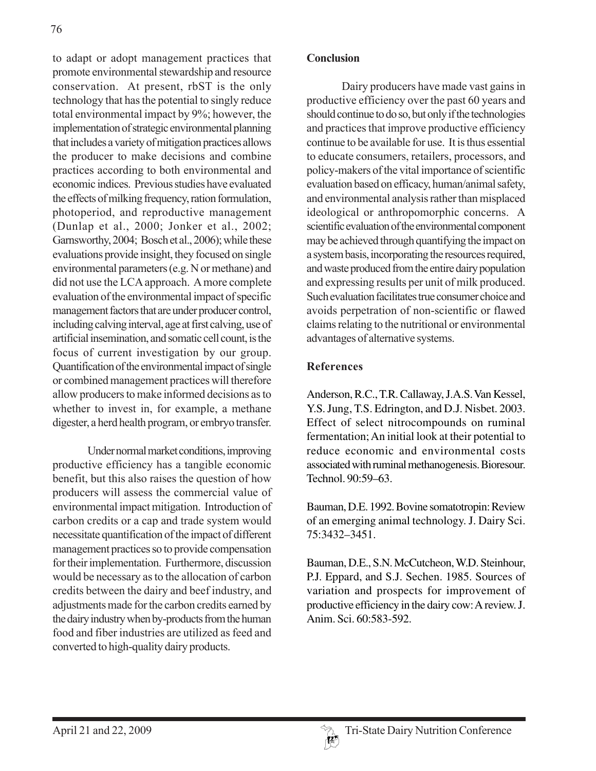to adapt or adopt management practices that promote environmental stewardship and resource conservation. At present, rbST is the only technology that has the potential to singly reduce total environmental impact by 9%; however, the implementation of strategic environmental planning that includes a variety of mitigation practices allows the producer to make decisions and combine practices according to both environmental and economic indices. Previous studies have evaluated the effects of milking frequency, ration formulation, photoperiod, and reproductive management (Dunlap et al., 2000; Jonker et al., 2002; Garnsworthy, 2004; Bosch et al., 2006); while these evaluations provide insight, they focused on single environmental parameters (e.g. N or methane) and did not use the LCA approach. A more complete evaluation of the environmental impact of specific management factors that are under producer control, including calving interval, age at first calving, use of artificial insemination, and somatic cell count, is the focus of current investigation by our group. Quantification of the environmental impact of single or combined management practices will therefore allow producers to make informed decisions as to whether to invest in, for example, a methane digester, a herd health program, or embryo transfer.

Under normal market conditions, improving productive efficiency has a tangible economic benefit, but this also raises the question of how producers will assess the commercial value of environmental impact mitigation. Introduction of carbon credits or a cap and trade system would necessitate quantification of the impact of different management practices so to provide compensation for their implementation. Furthermore, discussion would be necessary as to the allocation of carbon credits between the dairy and beef industry, and adjustments made for the carbon credits earned by the dairy industry when by-products from the human food and fiber industries are utilized as feed and converted to high-quality dairy products.

## Conclusion

Dairy producers have made vast gains in productive efficiency over the past 60 years and should continue to do so, but only if the technologies and practices that improve productive efficiency continue to be available for use. It is thus essential to educate consumers, retailers, processors, and policy-makers of the vital importance of scientific evaluation based on efficacy, human/animal safety, and environmental analysis rather than misplaced ideological or anthropomorphic concerns. A scientific evaluation of the environmental component may be achieved through quantifying the impact on a system basis, incorporating the resources required, and waste produced from the entire dairy population and expressing results per unit of milk produced. Such evaluation facilitates true consumer choice and avoids perpetration of non-scientific or flawed claims relating to the nutritional or environmental advantages of alternative systems.

## References

Anderson, R.C., T.R. Callaway, J.A.S. Van Kessel, Y.S. Jung, T.S. Edrington, and D.J. Nisbet. 2003. Effect of select nitrocompounds on ruminal fermentation; An initial look at their potential to reduce economic and environmental costs associated with ruminal methanogenesis. Bioresour. Technol. 90:59–63.

Bauman, D.E. 1992. Bovine somatotropin: Review of an emerging animal technology. J. Dairy Sci. 75:3432–3451.

Bauman, D.E., S.N. McCutcheon, W.D. Steinhour, P.J. Eppard, and S.J. Sechen. 1985. Sources of variation and prospects for improvement of productive efficiency in the dairy cow: A review. J. Anim. Sci. 60:583-592.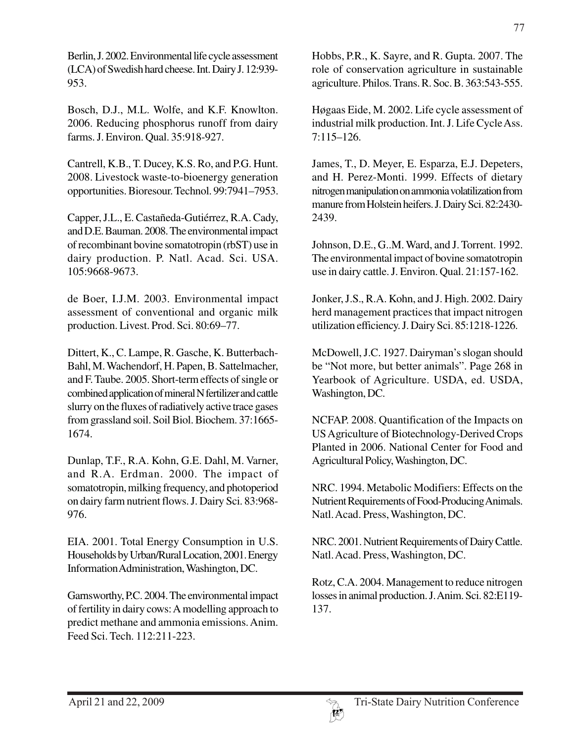Berlin, J. 2002. Environmental life cycle assessment (LCA) of Swedish hard cheese. Int. Dairy J. 12:939-953.

Bosch, D.J., M.L. Wolfe, and K.F. Knowlton. 2006. Reducing phosphorus runoff from dairy farms. J. Environ. Qual. 35:918-927.

Cantrell, K.B., T. Ducey, K.S. Ro, and P.G. Hunt. 2008. Livestock waste-to-bioenergy generation opportunities. Bioresour. Technol. 99:7941–7953.

Capper, J.L., E. Castañeda-Gutiérrez, R.A. Cady, and D.E. Bauman. 2008. The environmental impact of recombinant bovine somatotropin (rbST) use in dairy production. P. Natl. Acad. Sci. USA. 105:9668-9673.

de Boer, I.J.M. 2003. Environmental impact assessment of conventional and organic milk production. Livest. Prod. Sci. 80:69–77.

Dittert, K., C. Lampe, R. Gasche, K. Butterbach-Bahl, M. Wachendorf, H. Papen, B. Sattelmacher, and F. Taube. 2005. Short-term effects of single or combined application of mineral N fertilizer and cattle slurry on the fluxes of radiatively active trace gases from grassland soil. Soil Biol. Biochem. 37:1665-1674.

Dunlap, T.F., R.A. Kohn, G.E. Dahl, M. Varner, and R.A. Erdman. 2000. The impact of somatotropin, milking frequency, and photoperiod on dairy farm nutrient flows. J. Dairy Sci. 83:968-976.

EIA. 2001. Total Energy Consumption in U.S. Households by Urban/Rural Location, 2001. Energy Information Administration, Washington, DC.

Garnsworthy, P.C. 2004. The environmental impact of fertility in dairy cows: A modelling approach to predict methane and ammonia emissions. Anim. Feed Sci. Tech. 112:211-223.

Hobbs, P.R., K. Sayre, and R. Gupta. 2007. The role of conservation agriculture in sustainable agriculture. Philos. Trans. R. Soc. B. 363:543-555.

Høgaas Eide, M. 2002. Life cycle assessment of industrial milk production. Int. J. Life Cycle Ass. 7:115–126.

James, T., D. Meyer, E. Esparza, E.J. Depeters, and H. Perez-Monti. 1999. Effects of dietary nitrogen manipulation on ammonia volatilization from manure from Holstein heifers. J. Dairy Sci. 82:2430-2439.

Johnson, D.E., G..M. Ward, and J. Torrent. 1992. The environmental impact of bovine somatotropin use in dairy cattle. J. Environ. Qual. 21:157-162.

Jonker, J.S., R.A. Kohn, and J. High. 2002. Dairy herd management practices that impact nitrogen utilization efficiency. J. Dairy Sci. 85:1218-1226.

McDowell, J.C. 1927. Dairyman's slogan should be "Not more, but better animals". Page 268 in Yearbook of Agriculture. USDA, ed. USDA, Washington, DC.

NCFAP. 2008. Quantification of the Impacts on US Agriculture of Biotechnology-Derived Crops Planted in 2006. National Center for Food and Agricultural Policy, Washington, DC.

NRC. 1994. Metabolic Modifiers: Effects on the Nutrient Requirements of Food-Producing Animals. Natl. Acad. Press, Washington, DC.

NRC. 2001. Nutrient Requirements of Dairy Cattle. Natl. Acad. Press, Washington, DC.

Rotz, C.A. 2004. Management to reduce nitrogen losses in animal production. J. Anim. Sci. 82:E119-137.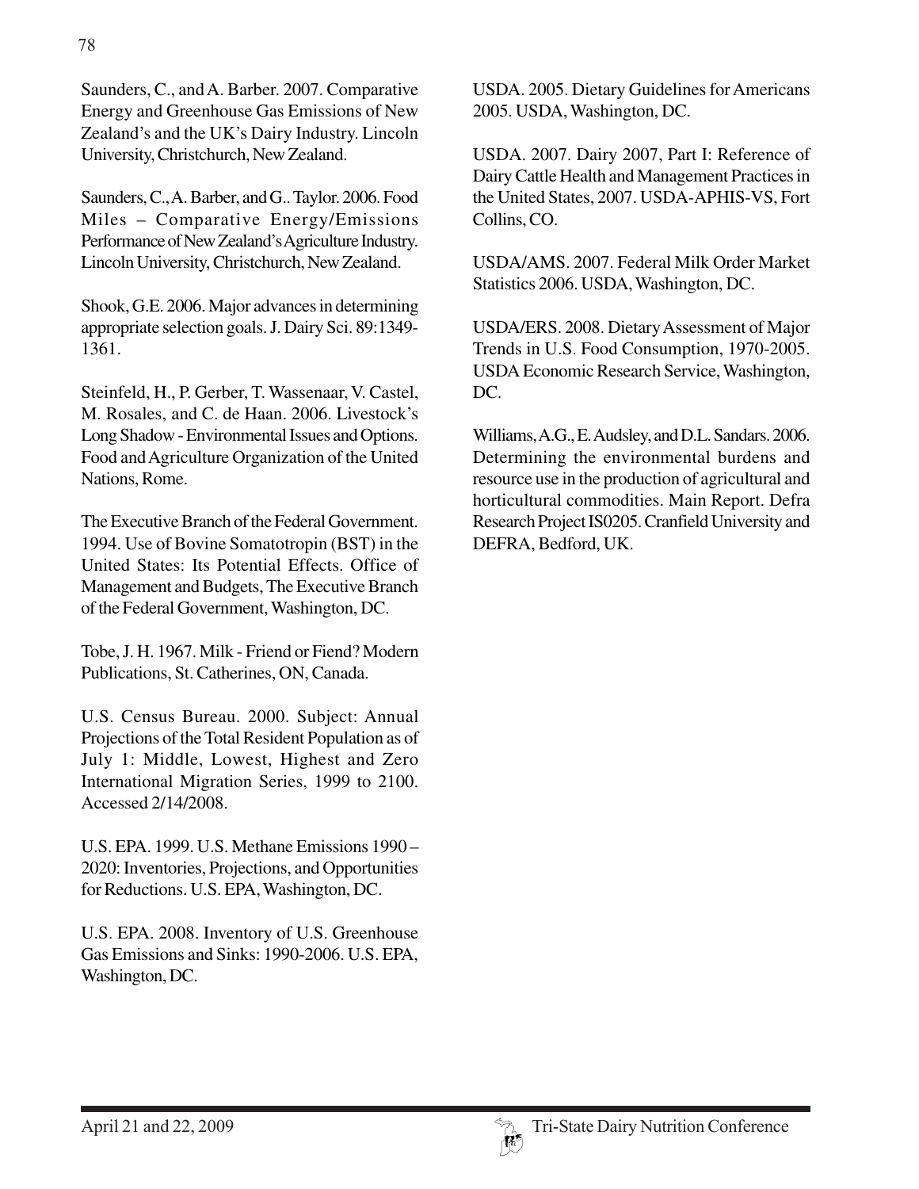Saunders, C., and A. Barber. 2007. Comparative Energy and Greenhouse Gas Emissions of New Zealand's and the UK's Dairy Industry. Lincoln University, Christchurch, New Zealand.

Saunders, C., A. Barber, and G.. Taylor. 2006. Food Miles – Comparative Energy/Emissions Performance of New Zealand's Agriculture Industry. Lincoln University, Christchurch, New Zealand.

Shook, G.E. 2006. Major advances in determining appropriate selection goals. J. Dairy Sci. 89:1349-1361.

Steinfeld, H., P. Gerber, T. Wassenaar, V. Castel, M. Rosales, and C. de Haan. 2006. Livestock's Long Shadow - Environmental Issues and Options. Food and Agriculture Organization of the United Nations, Rome.

The Executive Branch of the Federal Government. 1994. Use of Bovine Somatotropin (BST) in the United States: Its Potential Effects. Office of Management and Budgets, The Executive Branch of the Federal Government, Washington, DC.

Tobe, J. H. 1967. Milk - Friend or Fiend? Modern Publications, St. Catherines, ON, Canada.

U.S. Census Bureau. 2000. Subject: Annual Projections of the Total Resident Population as of July 1: Middle, Lowest, Highest and Zero International Migration Series, 1999 to 2100. Accessed 2/14/2008.

U.S. EPA. 1999. U.S. Methane Emissions 1990 – 2020: Inventories, Projections, and Opportunities for Reductions. U.S. EPA, Washington, DC.

U.S. EPA. 2008. Inventory of U.S. Greenhouse Gas Emissions and Sinks: 1990-2006. U.S. EPA, Washington, DC.

USDA. 2005. Dietary Guidelines for Americans 2005. USDA, Washington, DC.

USDA. 2007. Dairy 2007, Part I: Reference of Dairy Cattle Health and Management Practices in the United States, 2007. USDA-APHIS-VS, Fort Collins, CO.

USDA/AMS. 2007. Federal Milk Order Market Statistics 2006. USDA, Washington, DC.

USDA/ERS. 2008. Dietary Assessment of Major Trends in U.S. Food Consumption, 1970-2005. USDA Economic Research Service, Washington, DC.

Williams, A.G., E. Audsley, and D.L. Sandars. 2006. Determining the environmental burdens and resource use in the production of agricultural and horticultural commodities. Main Report. Defra Research Project IS0205. Cranfield University and DEFRA, Bedford, UK.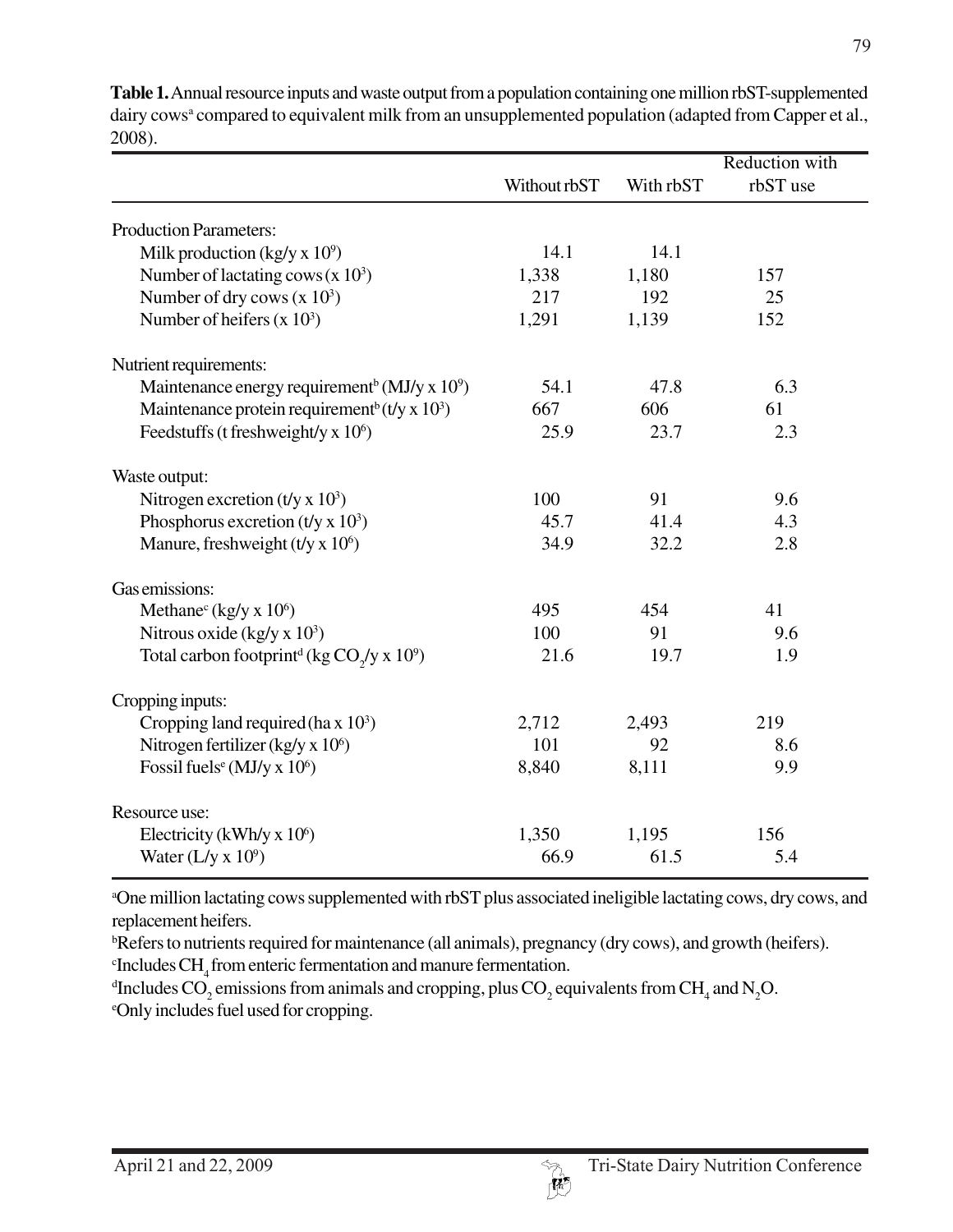**Table 1.** Annual resource inputs and waste output from a population containing one million rbST-supplemented dairy cows[a] compared to equivalent milk from an unsupplemented population (adapted from Capper et al., 2008).

| | Without rbST | With rbST | Reduction with rbST use |
|---|---|---|---|
| Production Parameters: | | | |
| Milk production (kg/y x $10^9$) | 14.1 | 14.1 | |
| Number of lactating cows (x $10^3$) | 1,338 | 1,180 | 157 |
| Number of dry cows (x $10^3$) | 217 | 192 | 25 |
| Number of heifers (x $10^3$) | 1,291 | 1,139 | 152 |
| Nutrient requirements: | | | |
| Maintenance energy requirement[b] (MJ/y x $10^9$) | 54.1 | 47.8 | 6.3 |
| Maintenance protein requirement[b] (t/y x $10^3$) | 667 | 606 | 61 |
| Feedstuffs (t freshweight/y x $10^6$) | 25.9 | 23.7 | 2.3 |
| Waste output: | | | |
| Nitrogen excretion (t/y x $10^3$) | 100 | 91 | 9.6 |
| Phosphorus excretion (t/y x $10^3$) | 45.7 | 41.4 | 4.3 |
| Manure, freshweight (t/y x $10^6$) | 34.9 | 32.2 | 2.8 |
| Gas emissions: | | | |
| Methane[c] (kg/y x $10^6$) | 495 | 454 | 41 |
| Nitrous oxide (kg/y x $10^3$) | 100 | 91 | 9.6 |
| Total carbon footprint[d] (kg $CO_2$/y x $10^9$) | 21.6 | 19.7 | 1.9 |
| Cropping inputs: | | | |
| Cropping land required (ha x $10^3$) | 2,712 | 2,493 | 219 |
| Nitrogen fertilizer (kg/y x $10^6$) | 101 | 92 | 8.6 |
| Fossil fuels[e] (MJ/y x $10^6$) | 8,840 | 8,111 | 9.9 |
| Resource use: | | | |
| Electricity (kWh/y x $10^6$) | 1,350 | 1,195 | 156 |
| Water (L/y x $10^9$) | 66.9 | 61.5 | 5.4 |

[a]One million lactating cows supplemented with rbST plus associated ineligible lactating cows, dry cows, and replacement heifers.
[b]Refers to nutrients required for maintenance (all animals), pregnancy (dry cows), and growth (heifers).
[c]Includes $CH_4$ from enteric fermentation and manure fermentation.
[d]Includes $CO_2$ emissions from animals and cropping, plus $CO_2$ equivalents from $CH_4$ and $N_2O$.
[e]Only includes fuel used for cropping.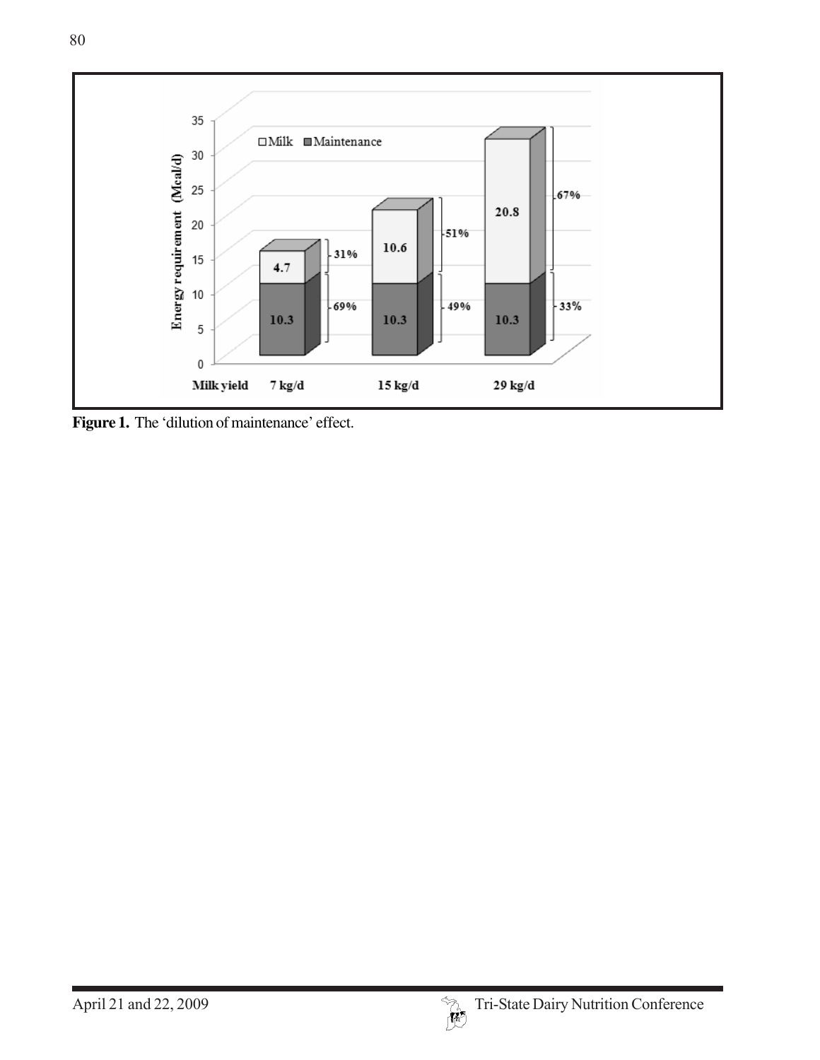Figure 1. The 'dilution of maintenance' effect.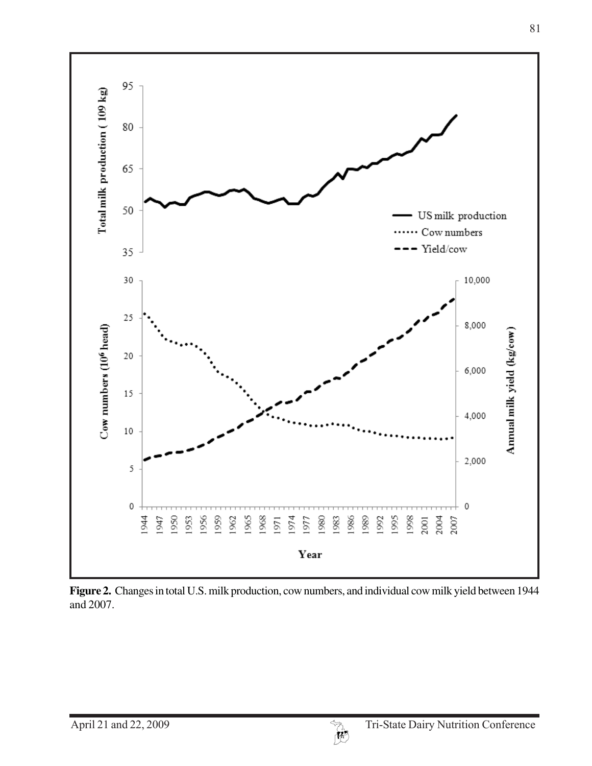**Figure 2.** Changes in total U.S. milk production, cow numbers, and individual cow milk yield between 1944 and 2007.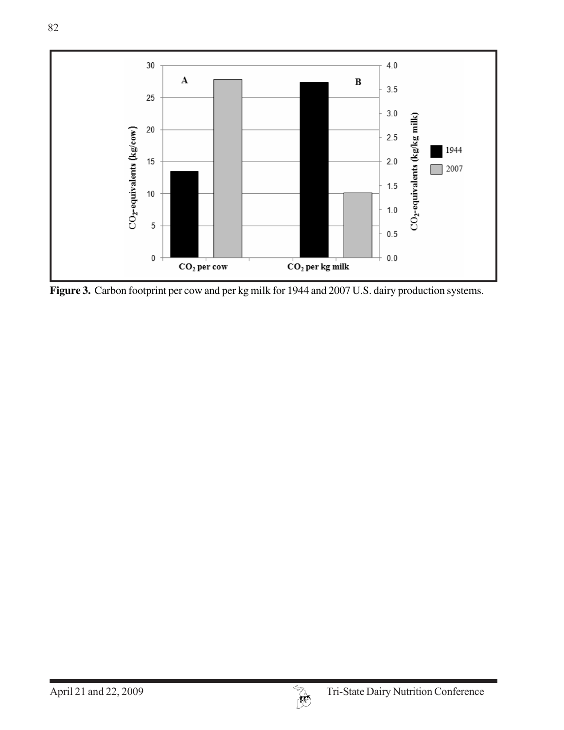30
25
20
15
10
5
0

4.0
3.5
3.0
2.5
2.0
1.5
1.0
0.5
0.0

A

B

$CO_2$-equivalents (kg/cow)

$CO_2$-equivalents (kg/kg milk)

$CO_2$ per cow

$CO_2$ per kg milk

1944

2007

**Figure 3.** Carbon footprint per cow and per kg milk for 1944 and 2007 U.S. dairy production systems.